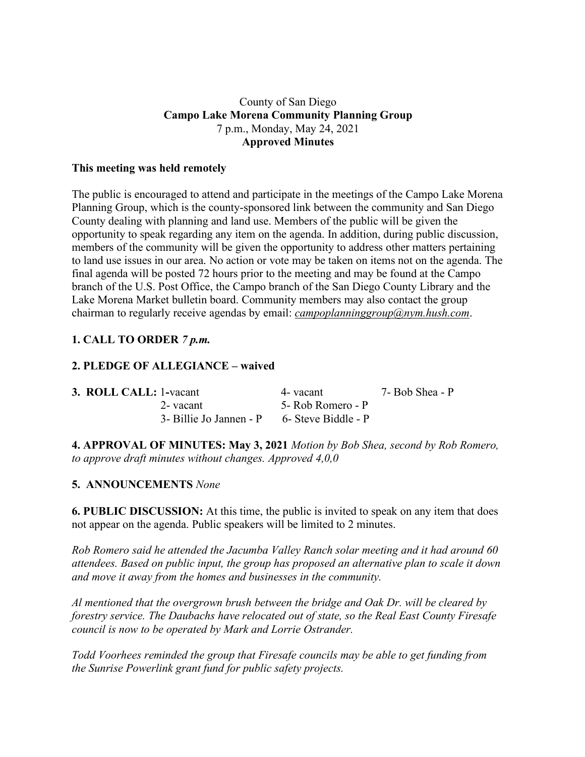County of San Diego

**Campo Lake Morena Community Planning Group**

7 p.m., Monday, May 24, 2021

**Approved Minutes**

**This meeting was held remotely**

The public is encouraged to attend and participate in the meetings of the Campo Lake Morena Planning Group, which is the county-sponsored link between the community and San Diego County dealing with planning and land use. Members of the public will be given the opportunity to speak regarding any item on the agenda. In addition, during public discussion, members of the community will be given the opportunity to address other matters pertaining to land use issues in our area. No action or vote may be taken on items not on the agenda. The final agenda will be posted 72 hours prior to the meeting and may be found at the Campo branch of the U.S. Post Office, the Campo branch of the San Diego County Library and the Lake Morena Market bulletin board. Community members may also contact the group chairman to regularly receive agendas by email: *campoplanninggroup@nym.hush.com*.

**1. CALL TO ORDER** ***7 p.m.***

**2. PLEDGE OF ALLEGIANCE – waived**

**3. ROLL CALL:**

| | | |
|---|---|---|
| 1-vacant | 4- vacant | 7- Bob Shea - P |
| 2- vacant | 5- Rob Romero - P | |
| 3- Billie Jo Jannen - P | 6- Steve Biddle - P | |

**4. APPROVAL OF MINUTES: May 3, 2021** *Motion by Bob Shea, second by Rob Romero, to approve draft minutes without changes. Approved 4,0,0*

**5. ANNOUNCEMENTS** *None*

**6. PUBLIC DISCUSSION:** At this time, the public is invited to speak on any item that does not appear on the agenda. Public speakers will be limited to 2 minutes.

*Rob Romero said he attended the Jacumba Valley Ranch solar meeting and it had around 60 attendees. Based on public input, the group has proposed an alternative plan to scale it down and move it away from the homes and businesses in the community.*

*Al mentioned that the overgrown brush between the bridge and Oak Dr. will be cleared by forestry service. The Daubachs have relocated out of state, so the Real East County Firesafe council is now to be operated by Mark and Lorrie Ostrander.*

*Todd Voorhees reminded the group that Firesafe councils may be able to get funding from the Sunrise Powerlink grant fund for public safety projects.*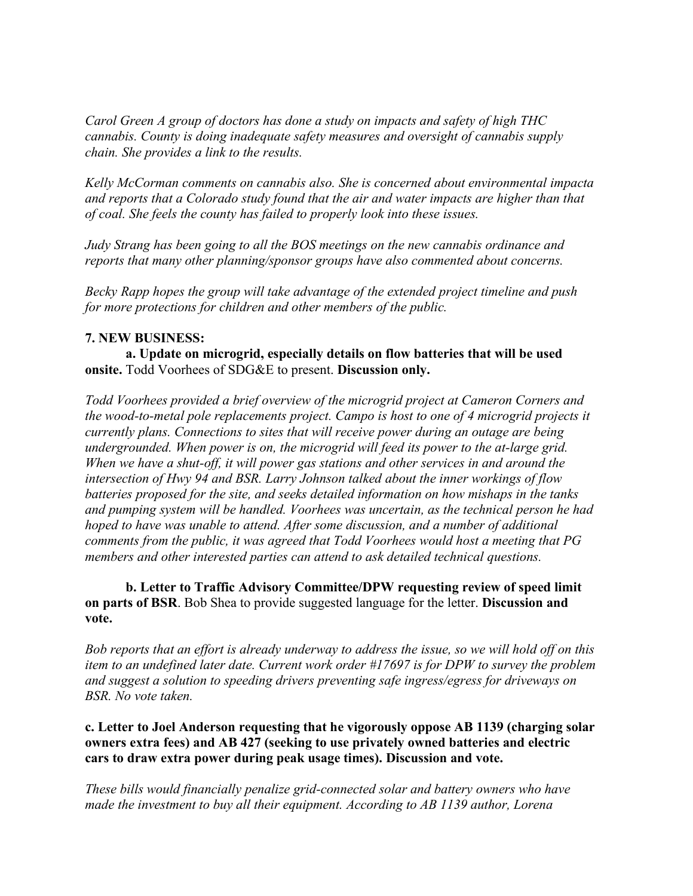*Carol Green A group of doctors has done a study on impacts and safety of high THC cannabis. County is doing inadequate safety measures and oversight of cannabis supply chain. She provides a link to the results.*

*Kelly McCorman comments on cannabis also. She is concerned about environmental impacta and reports that a Colorado study found that the air and water impacts are higher than that of coal. She feels the county has failed to properly look into these issues.*

*Judy Strang has been going to all the BOS meetings on the new cannabis ordinance and reports that many other planning/sponsor groups have also commented about concerns.*

*Becky Rapp hopes the group will take advantage of the extended project timeline and push for more protections for children and other members of the public.*

**7. NEW BUSINESS:**

**a. Update on microgrid, especially details on flow batteries that will be used onsite.** Todd Voorhees of SDG&E to present. **Discussion only.**

*Todd Voorhees provided a brief overview of the microgrid project at Cameron Corners and the wood-to-metal pole replacements project. Campo is host to one of 4 microgrid projects it currently plans. Connections to sites that will receive power during an outage are being undergrounded. When power is on, the microgrid will feed its power to the at-large grid. When we have a shut-off, it will power gas stations and other services in and around the intersection of Hwy 94 and BSR. Larry Johnson talked about the inner workings of flow batteries proposed for the site, and seeks detailed information on how mishaps in the tanks and pumping system will be handled. Voorhees was uncertain, as the technical person he had hoped to have was unable to attend. After some discussion, and a number of additional comments from the public, it was agreed that Todd Voorhees would host a meeting that PG members and other interested parties can attend to ask detailed technical questions.*

**b. Letter to Traffic Advisory Committee/DPW requesting review of speed limit on parts of BSR**. Bob Shea to provide suggested language for the letter. **Discussion and vote.**

*Bob reports that an effort is already underway to address the issue, so we will hold off on this item to an undefined later date. Current work order #17697 is for DPW to survey the problem and suggest a solution to speeding drivers preventing safe ingress/egress for driveways on BSR. No vote taken.*

**c. Letter to Joel Anderson requesting that he vigorously oppose AB 1139 (charging solar owners extra fees) and AB 427 (seeking to use privately owned batteries and electric cars to draw extra power during peak usage times). Discussion and vote.**

*These bills would financially penalize grid-connected solar and battery owners who have made the investment to buy all their equipment. According to AB 1139 author, Lorena*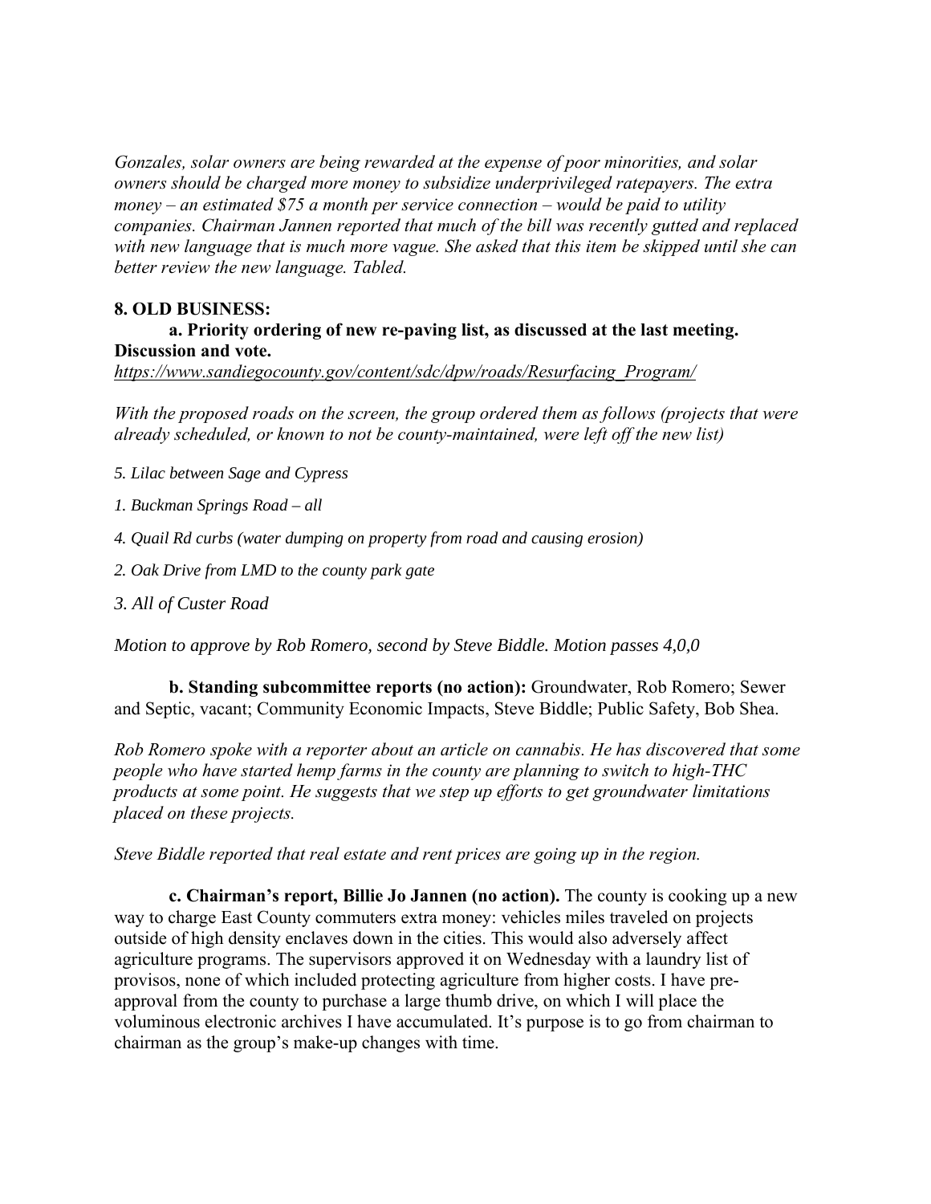*Gonzales, solar owners are being rewarded at the expense of poor minorities, and solar owners should be charged more money to subsidize underprivileged ratepayers. The extra money – an estimated $75 a month per service connection – would be paid to utility companies. Chairman Jannen reported that much of the bill was recently gutted and replaced with new language that is much more vague. She asked that this item be skipped until she can better review the new language. Tabled.*

**8. OLD BUSINESS:**

**a. Priority ordering of new re-paving list, as discussed at the last meeting. Discussion and vote.**

*https://www.sandiegocounty.gov/content/sdc/dpw/roads/Resurfacing_Program/*

*With the proposed roads on the screen, the group ordered them as follows (projects that were already scheduled, or known to not be county-maintained, were left off the new list)*

*5. Lilac between Sage and Cypress*

*1. Buckman Springs Road – all*

*4. Quail Rd curbs (water dumping on property from road and causing erosion)*

*2. Oak Drive from LMD to the county park gate*

*3. All of Custer Road*

*Motion to approve by Rob Romero, second by Steve Biddle. Motion passes 4,0,0*

**b. Standing subcommittee reports (no action):** Groundwater, Rob Romero; Sewer and Septic, vacant; Community Economic Impacts, Steve Biddle; Public Safety, Bob Shea.

*Rob Romero spoke with a reporter about an article on cannabis. He has discovered that some people who have started hemp farms in the county are planning to switch to high-THC products at some point. He suggests that we step up efforts to get groundwater limitations placed on these projects.*

*Steve Biddle reported that real estate and rent prices are going up in the region.*

**c. Chairman's report, Billie Jo Jannen (no action).** The county is cooking up a new way to charge East County commuters extra money: vehicles miles traveled on projects outside of high density enclaves down in the cities. This would also adversely affect agriculture programs. The supervisors approved it on Wednesday with a laundry list of provisos, none of which included protecting agriculture from higher costs. I have pre-approval from the county to purchase a large thumb drive, on which I will place the voluminous electronic archives I have accumulated. It's purpose is to go from chairman to chairman as the group's make-up changes with time.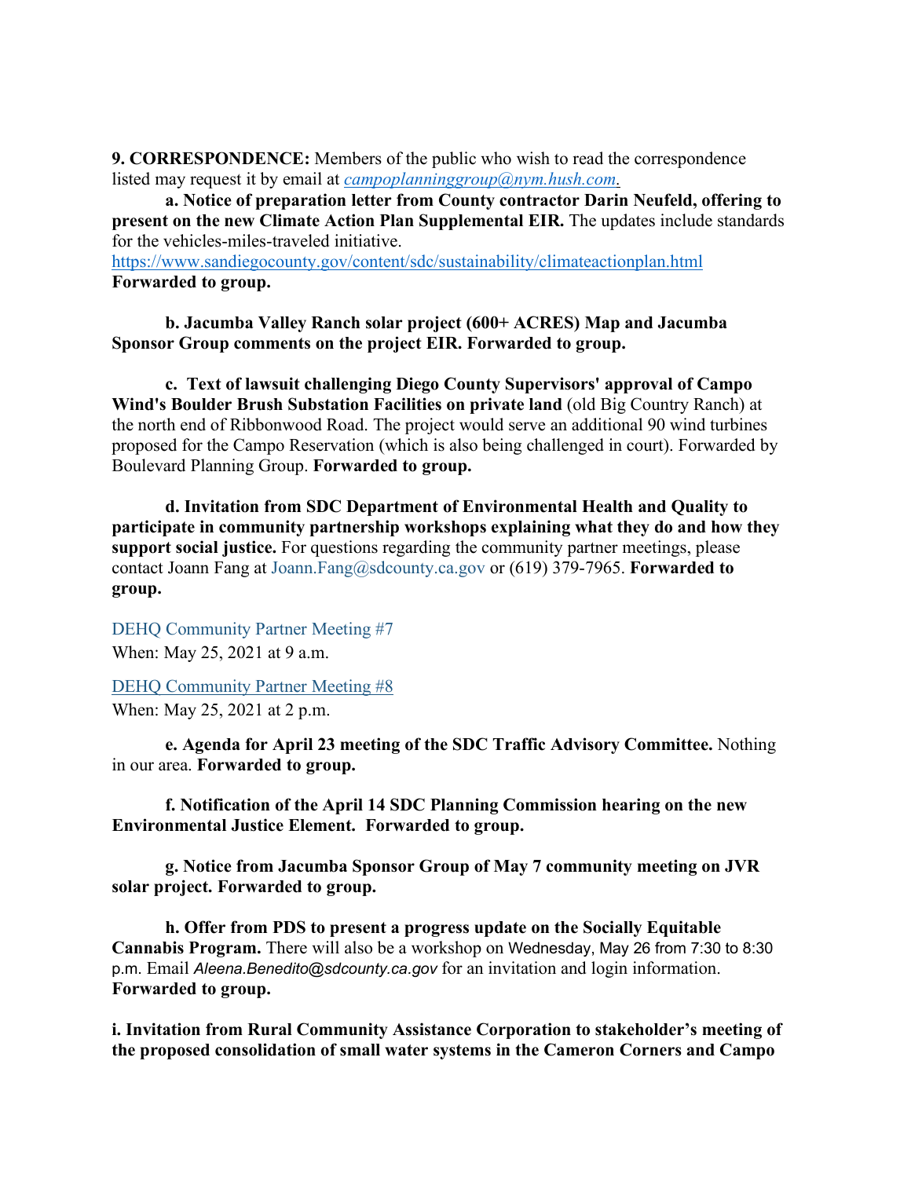**9. CORRESPONDENCE:** Members of the public who wish to read the correspondence listed may request it by email at *campoplanninggroup@nym.hush.com*.

**a. Notice of preparation letter from County contractor Darin Neufeld, offering to present on the new Climate Action Plan Supplemental EIR.** The updates include standards for the vehicles-miles-traveled initiative.
https://www.sandiegocounty.gov/content/sdc/sustainability/climateactionplan.html
**Forwarded to group.**

**b. Jacumba Valley Ranch solar project (600+ ACRES) Map and Jacumba Sponsor Group comments on the project EIR. Forwarded to group.**

**c. Text of lawsuit challenging Diego County Supervisors' approval of Campo Wind's Boulder Brush Substation Facilities on private land** (old Big Country Ranch) at the north end of Ribbonwood Road. The project would serve an additional 90 wind turbines proposed for the Campo Reservation (which is also being challenged in court). Forwarded by Boulevard Planning Group. **Forwarded to group.**

**d. Invitation from SDC Department of Environmental Health and Quality to participate in community partnership workshops explaining what they do and how they support social justice.** For questions regarding the community partner meetings, please contact Joann Fang at Joann.Fang@sdcounty.ca.gov or (619) 379-7965. **Forwarded to group.**

DEHQ Community Partner Meeting #7
When: May 25, 2021 at 9 a.m.

DEHQ Community Partner Meeting #8
When: May 25, 2021 at 2 p.m.

**e. Agenda for April 23 meeting of the SDC Traffic Advisory Committee.** Nothing in our area. **Forwarded to group.**

**f. Notification of the April 14 SDC Planning Commission hearing on the new Environmental Justice Element. Forwarded to group.**

**g. Notice from Jacumba Sponsor Group of May 7 community meeting on JVR solar project. Forwarded to group.**

**h. Offer from PDS to present a progress update on the Socially Equitable Cannabis Program.** There will also be a workshop on Wednesday, May 26 from 7:30 to 8:30 p.m. Email *Aleena.Benedito@sdcounty.ca.gov* for an invitation and login information. **Forwarded to group.**

**i. Invitation from Rural Community Assistance Corporation to stakeholder's meeting of the proposed consolidation of small water systems in the Cameron Corners and Campo**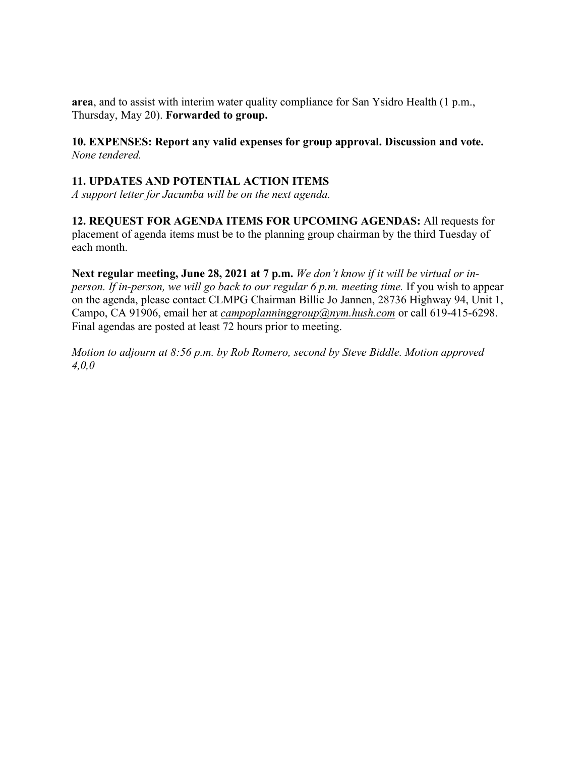**area**, and to assist with interim water quality compliance for San Ysidro Health (1 p.m., Thursday, May 20). **Forwarded to group.**

**10. EXPENSES: Report any valid expenses for group approval. Discussion and vote.**
*None tendered.*

**11. UPDATES AND POTENTIAL ACTION ITEMS**
*A support letter for Jacumba will be on the next agenda.*

**12. REQUEST FOR AGENDA ITEMS FOR UPCOMING AGENDAS:** All requests for placement of agenda items must be to the planning group chairman by the third Tuesday of each month.

**Next regular meeting, June 28, 2021 at 7 p.m.** *We don't know if it will be virtual or in-person. If in-person, we will go back to our regular 6 p.m. meeting time.* If you wish to appear on the agenda, please contact CLMPG Chairman Billie Jo Jannen, 28736 Highway 94, Unit 1, Campo, CA 91906, email her at *campoplanninggroup@nym.hush.com* or call 619-415-6298. Final agendas are posted at least 72 hours prior to meeting.

*Motion to adjourn at 8:56 p.m. by Rob Romero, second by Steve Biddle. Motion approved 4,0,0*